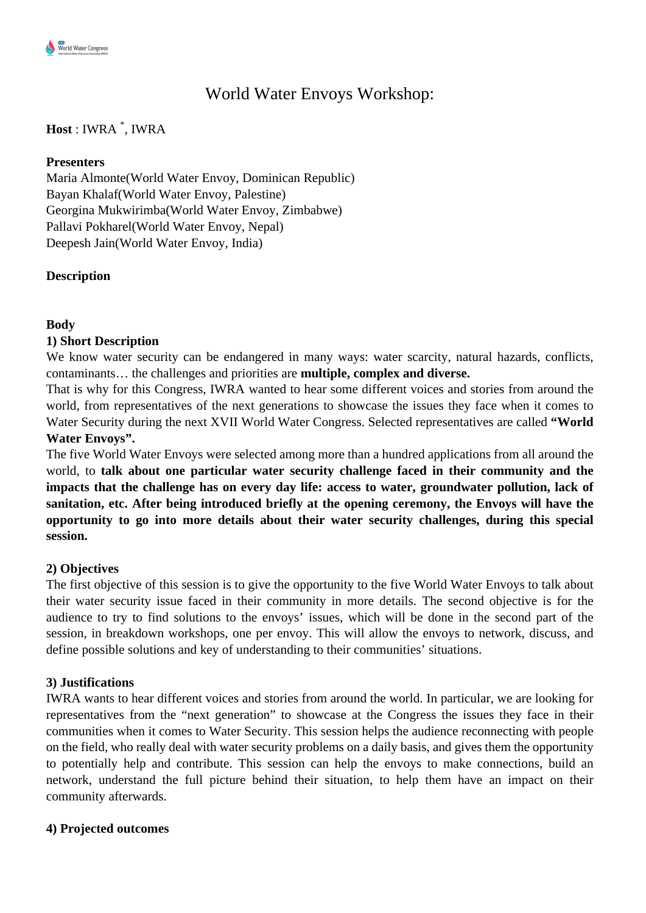# World Water Envoys Workshop:

**Host** : IWRA [*], IWRA

**Presenters**

Maria Almonte(World Water Envoy, Dominican Republic)
Bayan Khalaf(World Water Envoy, Palestine)
Georgina Mukwirimba(World Water Envoy, Zimbabwe)
Pallavi Pokharel(World Water Envoy, Nepal)
Deepesh Jain(World Water Envoy, India)

**Description**

**Body**

**1) Short Description**

We know water security can be endangered in many ways: water scarcity, natural hazards, conflicts, contaminants… the challenges and priorities are **multiple, complex and diverse.**

That is why for this Congress, IWRA wanted to hear some different voices and stories from around the world, from representatives of the next generations to showcase the issues they face when it comes to Water Security during the next XVII World Water Congress. Selected representatives are called **“World Water Envoys”.**

The five World Water Envoys were selected among more than a hundred applications from all around the world, to **talk about one particular water security challenge faced in their community and the impacts that the challenge has on every day life: access to water, groundwater pollution, lack of sanitation, etc. After being introduced briefly at the opening ceremony, the Envoys will have the opportunity to go into more details about their water security challenges, during this special session.**

**2) Objectives**

The first objective of this session is to give the opportunity to the five World Water Envoys to talk about their water security issue faced in their community in more details. The second objective is for the audience to try to find solutions to the envoys' issues, which will be done in the second part of the session, in breakdown workshops, one per envoy. This will allow the envoys to network, discuss, and define possible solutions and key of understanding to their communities' situations.

**3) Justifications**

IWRA wants to hear different voices and stories from around the world. In particular, we are looking for representatives from the “next generation” to showcase at the Congress the issues they face in their communities when it comes to Water Security. This session helps the audience reconnecting with people on the field, who really deal with water security problems on a daily basis, and gives them the opportunity to potentially help and contribute. This session can help the envoys to make connections, build an network, understand the full picture behind their situation, to help them have an impact on their community afterwards.

**4) Projected outcomes**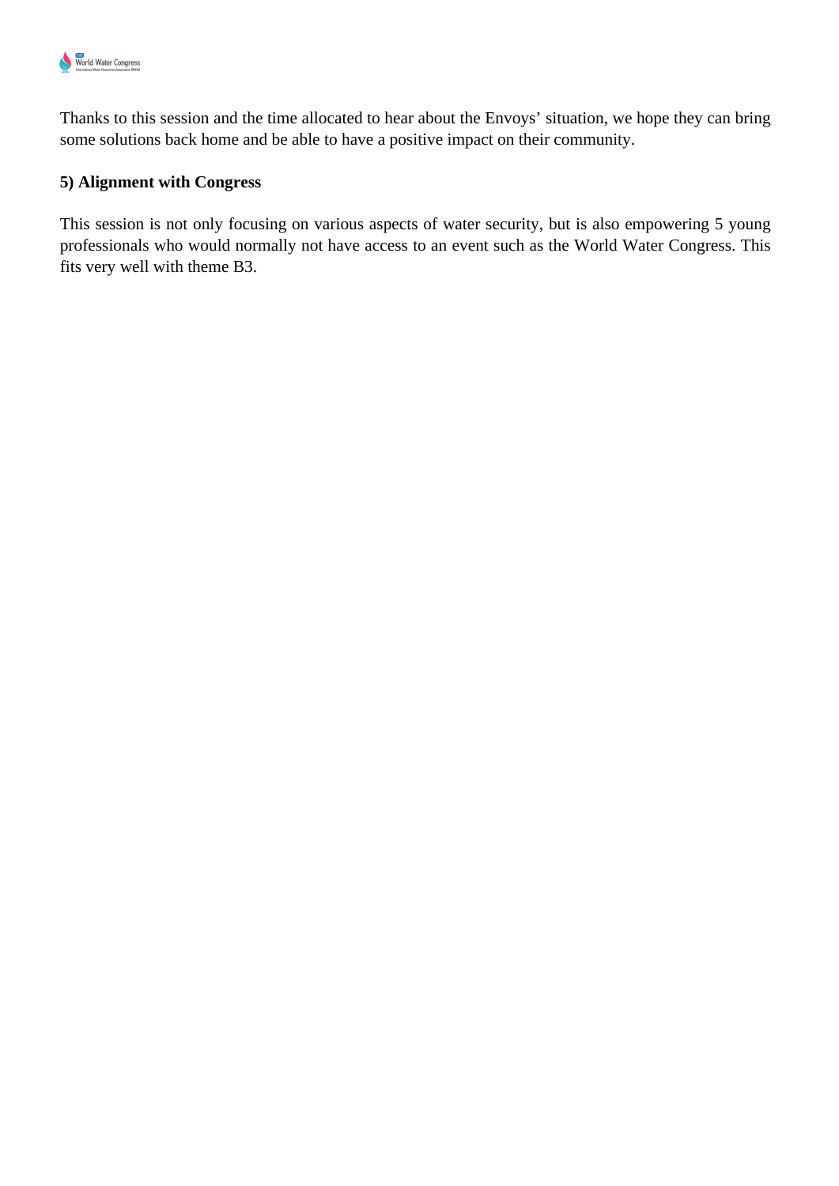Thanks to this session and the time allocated to hear about the Envoys' situation, we hope they can bring some solutions back home and be able to have a positive impact on their community.

**5) Alignment with Congress**

This session is not only focusing on various aspects of water security, but is also empowering 5 young professionals who would normally not have access to an event such as the World Water Congress. This fits very well with theme B3.